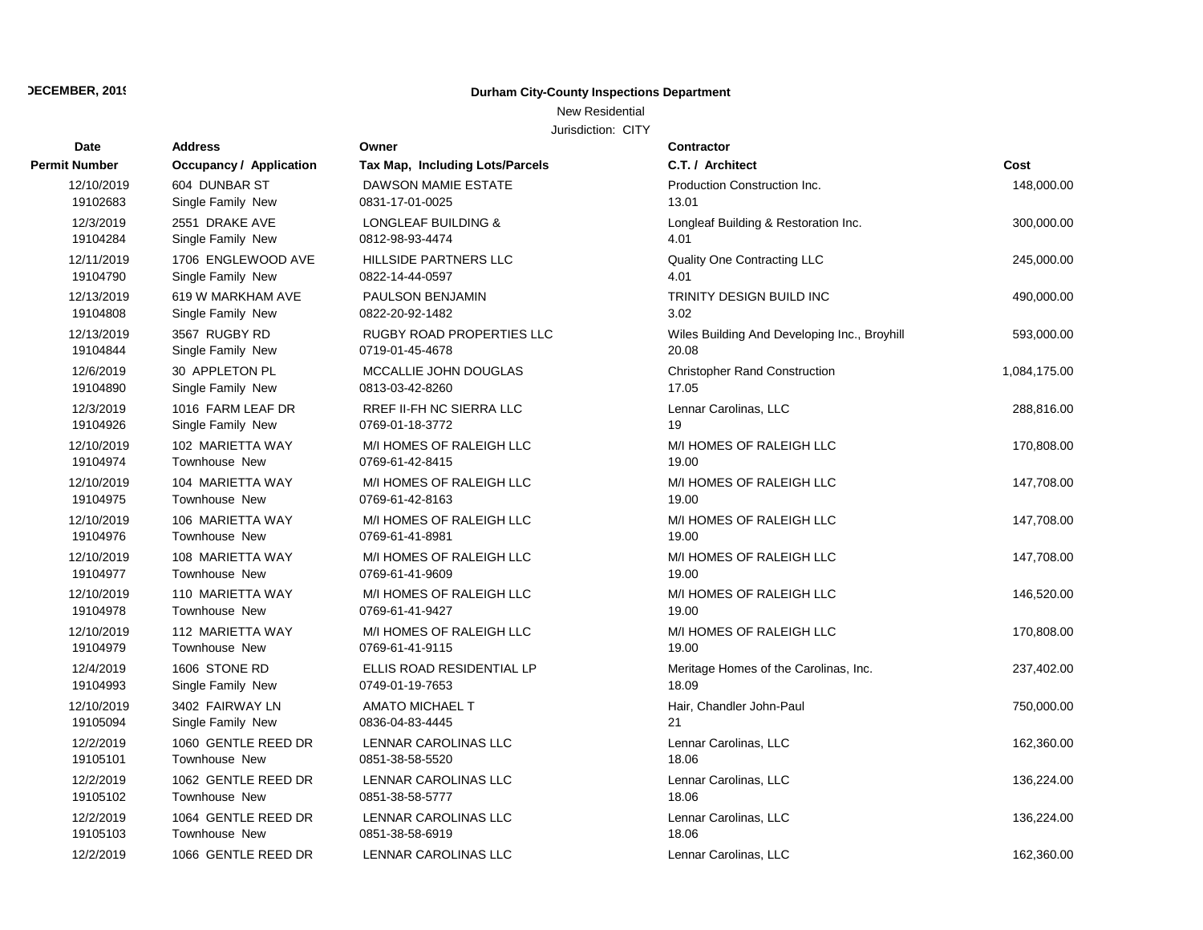**DECEMBER, 2019**

**Durham City-County Inspections Department**

New Residential

Jurisdiction: CITY

| Date / Permit Number | Address / Occupancy / Application | Owner / Tax Map, Including Lots/Parcels | Contractor / C.T. / Architect | Cost |
|---|---|---|---|---|
| 12/10/2019<br>19102683 | 604 DUNBAR ST<br>Single Family New | DAWSON MAMIE ESTATE<br>0831-17-01-0025 | Production Construction Inc.<br>13.01 | 148,000.00 |
| 12/3/2019<br>19104284 | 2551 DRAKE AVE<br>Single Family New | LONGLEAF BUILDING &<br>0812-98-93-4474 | Longleaf Building & Restoration Inc.<br>4.01 | 300,000.00 |
| 12/11/2019<br>19104790 | 1706 ENGLEWOOD AVE<br>Single Family New | HILLSIDE PARTNERS LLC<br>0822-14-44-0597 | Quality One Contracting LLC<br>4.01 | 245,000.00 |
| 12/13/2019<br>19104808 | 619 W MARKHAM AVE<br>Single Family New | PAULSON BENJAMIN<br>0822-20-92-1482 | TRINITY DESIGN BUILD INC<br>3.02 | 490,000.00 |
| 12/13/2019<br>19104844 | 3567 RUGBY RD<br>Single Family New | RUGBY ROAD PROPERTIES LLC<br>0719-01-45-4678 | Wiles Building And Developing Inc., Broyhill<br>20.08 | 593,000.00 |
| 12/6/2019<br>19104890 | 30 APPLETON PL<br>Single Family New | MCCALLIE JOHN DOUGLAS<br>0813-03-42-8260 | Christopher Rand Construction<br>17.05 | 1,084,175.00 |
| 12/3/2019<br>19104926 | 1016 FARM LEAF DR<br>Single Family New | RREF II-FH NC SIERRA LLC<br>0769-01-18-3772 | Lennar Carolinas, LLC<br>19 | 288,816.00 |
| 12/10/2019<br>19104974 | 102 MARIETTA WAY<br>Townhouse New | M/I HOMES OF RALEIGH LLC<br>0769-61-42-8415 | M/I HOMES OF RALEIGH LLC<br>19.00 | 170,808.00 |
| 12/10/2019<br>19104975 | 104 MARIETTA WAY<br>Townhouse New | M/I HOMES OF RALEIGH LLC<br>0769-61-42-8163 | M/I HOMES OF RALEIGH LLC<br>19.00 | 147,708.00 |
| 12/10/2019<br>19104976 | 106 MARIETTA WAY<br>Townhouse New | M/I HOMES OF RALEIGH LLC<br>0769-61-41-8981 | M/I HOMES OF RALEIGH LLC<br>19.00 | 147,708.00 |
| 12/10/2019<br>19104977 | 108 MARIETTA WAY<br>Townhouse New | M/I HOMES OF RALEIGH LLC<br>0769-61-41-9609 | M/I HOMES OF RALEIGH LLC<br>19.00 | 147,708.00 |
| 12/10/2019<br>19104978 | 110 MARIETTA WAY<br>Townhouse New | M/I HOMES OF RALEIGH LLC<br>0769-61-41-9427 | M/I HOMES OF RALEIGH LLC<br>19.00 | 146,520.00 |
| 12/10/2019<br>19104979 | 112 MARIETTA WAY<br>Townhouse New | M/I HOMES OF RALEIGH LLC<br>0769-61-41-9115 | M/I HOMES OF RALEIGH LLC<br>19.00 | 170,808.00 |
| 12/4/2019<br>19104993 | 1606 STONE RD<br>Single Family New | ELLIS ROAD RESIDENTIAL LP<br>0749-01-19-7653 | Meritage Homes of the Carolinas, Inc.<br>18.09 | 237,402.00 |
| 12/10/2019<br>19105094 | 3402 FAIRWAY LN<br>Single Family New | AMATO MICHAEL T<br>0836-04-83-4445 | Hair, Chandler John-Paul<br>21 | 750,000.00 |
| 12/2/2019<br>19105101 | 1060 GENTLE REED DR<br>Townhouse New | LENNAR CAROLINAS LLC<br>0851-38-58-5520 | Lennar Carolinas, LLC<br>18.06 | 162,360.00 |
| 12/2/2019<br>19105102 | 1062 GENTLE REED DR<br>Townhouse New | LENNAR CAROLINAS LLC<br>0851-38-58-5777 | Lennar Carolinas, LLC<br>18.06 | 136,224.00 |
| 12/2/2019<br>19105103 | 1064 GENTLE REED DR<br>Townhouse New | LENNAR CAROLINAS LLC<br>0851-38-58-6919 | Lennar Carolinas, LLC<br>18.06 | 136,224.00 |
| 12/2/2019 | 1066 GENTLE REED DR | LENNAR CAROLINAS LLC | Lennar Carolinas, LLC | 162,360.00 |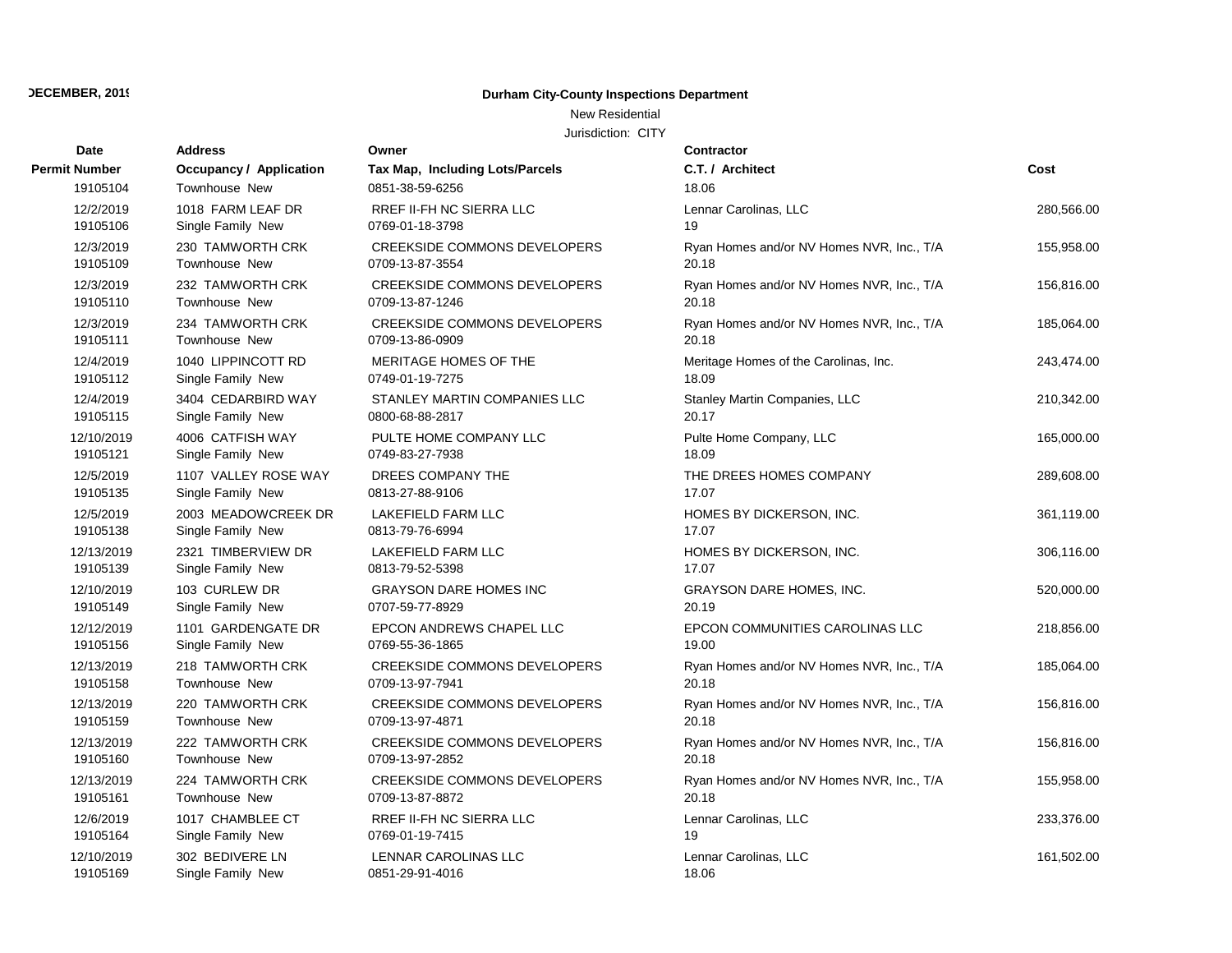**DECEMBER, 2019**

## Durham City-County Inspections Department

New Residential

Jurisdiction: CITY

| Date / Permit Number | Address / Occupancy / Application | Owner / Tax Map, Including Lots/Parcels | Contractor / C.T. / Architect | Cost |
|---|---|---|---|---|
| 19105104 | Townhouse New | 0851-38-59-6256 | 18.06 | |
| 12/2/2019<br>19105106 | 1018 FARM LEAF DR<br>Single Family New | RREF II-FH NC SIERRA LLC<br>0769-01-18-3798 | Lennar Carolinas, LLC<br>19 | 280,566.00 |
| 12/3/2019<br>19105109 | 230 TAMWORTH CRK<br>Townhouse New | CREEKSIDE COMMONS DEVELOPERS<br>0709-13-87-3554 | Ryan Homes and/or NV Homes NVR, Inc., T/A<br>20.18 | 155,958.00 |
| 12/3/2019<br>19105110 | 232 TAMWORTH CRK<br>Townhouse New | CREEKSIDE COMMONS DEVELOPERS<br>0709-13-87-1246 | Ryan Homes and/or NV Homes NVR, Inc., T/A<br>20.18 | 156,816.00 |
| 12/3/2019<br>19105111 | 234 TAMWORTH CRK<br>Townhouse New | CREEKSIDE COMMONS DEVELOPERS<br>0709-13-86-0909 | Ryan Homes and/or NV Homes NVR, Inc., T/A<br>20.18 | 185,064.00 |
| 12/4/2019<br>19105112 | 1040 LIPPINCOTT RD<br>Single Family New | MERITAGE HOMES OF THE<br>0749-01-19-7275 | Meritage Homes of the Carolinas, Inc.<br>18.09 | 243,474.00 |
| 12/4/2019<br>19105115 | 3404 CEDARBIRD WAY<br>Single Family New | STANLEY MARTIN COMPANIES LLC<br>0800-68-88-2817 | Stanley Martin Companies, LLC<br>20.17 | 210,342.00 |
| 12/10/2019<br>19105121 | 4006 CATFISH WAY<br>Single Family New | PULTE HOME COMPANY LLC<br>0749-83-27-7938 | Pulte Home Company, LLC<br>18.09 | 165,000.00 |
| 12/5/2019<br>19105135 | 1107 VALLEY ROSE WAY<br>Single Family New | DREES COMPANY THE<br>0813-27-88-9106 | THE DREES HOMES COMPANY<br>17.07 | 289,608.00 |
| 12/5/2019<br>19105138 | 2003 MEADOWCREEK DR<br>Single Family New | LAKEFIELD FARM LLC<br>0813-79-76-6994 | HOMES BY DICKERSON, INC.<br>17.07 | 361,119.00 |
| 12/13/2019<br>19105139 | 2321 TIMBERVIEW DR<br>Single Family New | LAKEFIELD FARM LLC<br>0813-79-52-5398 | HOMES BY DICKERSON, INC.<br>17.07 | 306,116.00 |
| 12/10/2019<br>19105149 | 103 CURLEW DR<br>Single Family New | GRAYSON DARE HOMES INC<br>0707-59-77-8929 | GRAYSON DARE HOMES, INC.<br>20.19 | 520,000.00 |
| 12/12/2019<br>19105156 | 1101 GARDENGATE DR<br>Single Family New | EPCON ANDREWS CHAPEL LLC<br>0769-55-36-1865 | EPCON COMMUNITIES CAROLINAS LLC<br>19.00 | 218,856.00 |
| 12/13/2019<br>19105158 | 218 TAMWORTH CRK<br>Townhouse New | CREEKSIDE COMMONS DEVELOPERS<br>0709-13-97-7941 | Ryan Homes and/or NV Homes NVR, Inc., T/A<br>20.18 | 185,064.00 |
| 12/13/2019<br>19105159 | 220 TAMWORTH CRK<br>Townhouse New | CREEKSIDE COMMONS DEVELOPERS<br>0709-13-97-4871 | Ryan Homes and/or NV Homes NVR, Inc., T/A<br>20.18 | 156,816.00 |
| 12/13/2019<br>19105160 | 222 TAMWORTH CRK<br>Townhouse New | CREEKSIDE COMMONS DEVELOPERS<br>0709-13-97-2852 | Ryan Homes and/or NV Homes NVR, Inc., T/A<br>20.18 | 156,816.00 |
| 12/13/2019<br>19105161 | 224 TAMWORTH CRK<br>Townhouse New | CREEKSIDE COMMONS DEVELOPERS<br>0709-13-87-8872 | Ryan Homes and/or NV Homes NVR, Inc., T/A<br>20.18 | 155,958.00 |
| 12/6/2019<br>19105164 | 1017 CHAMBLEE CT<br>Single Family New | RREF II-FH NC SIERRA LLC<br>0769-01-19-7415 | Lennar Carolinas, LLC<br>19 | 233,376.00 |
| 12/10/2019<br>19105169 | 302 BEDIVERE LN<br>Single Family New | LENNAR CAROLINAS LLC<br>0851-29-91-4016 | Lennar Carolinas, LLC<br>18.06 | 161,502.00 |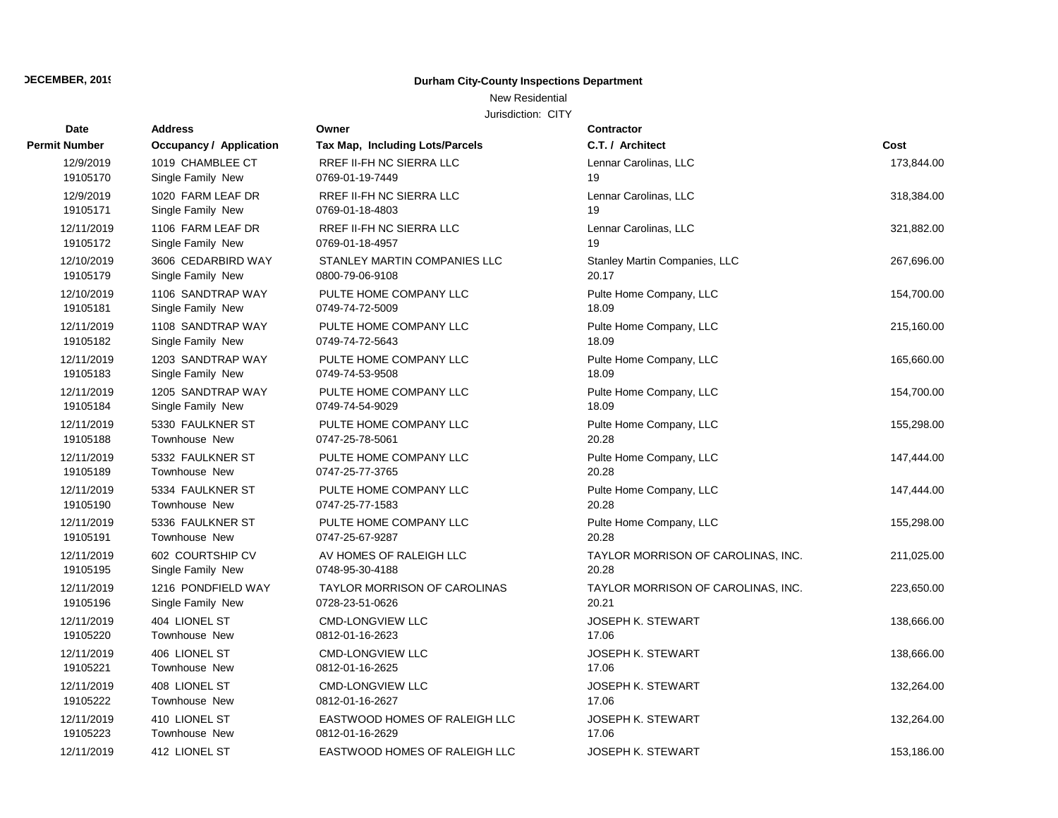DECEMBER, 2019

**Durham City-County Inspections Department**

New Residential

Jurisdiction: CITY

| Date / Permit Number | Address / Occupancy / Application | Owner / Tax Map, Including Lots/Parcels | Contractor / C.T. / Architect | Cost |
|---|---|---|---|---|
| 12/9/2019<br>19105170 | 1019 CHAMBLEE CT<br>Single Family New | RREF II-FH NC SIERRA LLC<br>0769-01-19-7449 | Lennar Carolinas, LLC<br>19 | 173,844.00 |
| 12/9/2019<br>19105171 | 1020 FARM LEAF DR<br>Single Family New | RREF II-FH NC SIERRA LLC<br>0769-01-18-4803 | Lennar Carolinas, LLC<br>19 | 318,384.00 |
| 12/11/2019<br>19105172 | 1106 FARM LEAF DR<br>Single Family New | RREF II-FH NC SIERRA LLC<br>0769-01-18-4957 | Lennar Carolinas, LLC<br>19 | 321,882.00 |
| 12/10/2019<br>19105179 | 3606 CEDARBIRD WAY<br>Single Family New | STANLEY MARTIN COMPANIES LLC<br>0800-79-06-9108 | Stanley Martin Companies, LLC<br>20.17 | 267,696.00 |
| 12/10/2019<br>19105181 | 1106 SANDTRAP WAY<br>Single Family New | PULTE HOME COMPANY LLC<br>0749-74-72-5009 | Pulte Home Company, LLC<br>18.09 | 154,700.00 |
| 12/11/2019<br>19105182 | 1108 SANDTRAP WAY<br>Single Family New | PULTE HOME COMPANY LLC<br>0749-74-72-5643 | Pulte Home Company, LLC<br>18.09 | 215,160.00 |
| 12/11/2019<br>19105183 | 1203 SANDTRAP WAY<br>Single Family New | PULTE HOME COMPANY LLC<br>0749-74-53-9508 | Pulte Home Company, LLC<br>18.09 | 165,660.00 |
| 12/11/2019<br>19105184 | 1205 SANDTRAP WAY<br>Single Family New | PULTE HOME COMPANY LLC<br>0749-74-54-9029 | Pulte Home Company, LLC<br>18.09 | 154,700.00 |
| 12/11/2019<br>19105188 | 5330 FAULKNER ST<br>Townhouse New | PULTE HOME COMPANY LLC<br>0747-25-78-5061 | Pulte Home Company, LLC<br>20.28 | 155,298.00 |
| 12/11/2019<br>19105189 | 5332 FAULKNER ST<br>Townhouse New | PULTE HOME COMPANY LLC<br>0747-25-77-3765 | Pulte Home Company, LLC<br>20.28 | 147,444.00 |
| 12/11/2019<br>19105190 | 5334 FAULKNER ST<br>Townhouse New | PULTE HOME COMPANY LLC<br>0747-25-77-1583 | Pulte Home Company, LLC<br>20.28 | 147,444.00 |
| 12/11/2019<br>19105191 | 5336 FAULKNER ST<br>Townhouse New | PULTE HOME COMPANY LLC<br>0747-25-67-9287 | Pulte Home Company, LLC<br>20.28 | 155,298.00 |
| 12/11/2019<br>19105195 | 602 COURTSHIP CV<br>Single Family New | AV HOMES OF RALEIGH LLC<br>0748-95-30-4188 | TAYLOR MORRISON OF CAROLINAS, INC.<br>20.28 | 211,025.00 |
| 12/11/2019<br>19105196 | 1216 PONDFIELD WAY<br>Single Family New | TAYLOR MORRISON OF CAROLINAS<br>0728-23-51-0626 | TAYLOR MORRISON OF CAROLINAS, INC.<br>20.21 | 223,650.00 |
| 12/11/2019<br>19105220 | 404 LIONEL ST<br>Townhouse New | CMD-LONGVIEW LLC<br>0812-01-16-2623 | JOSEPH K. STEWART<br>17.06 | 138,666.00 |
| 12/11/2019<br>19105221 | 406 LIONEL ST<br>Townhouse New | CMD-LONGVIEW LLC<br>0812-01-16-2625 | JOSEPH K. STEWART<br>17.06 | 138,666.00 |
| 12/11/2019<br>19105222 | 408 LIONEL ST<br>Townhouse New | CMD-LONGVIEW LLC<br>0812-01-16-2627 | JOSEPH K. STEWART<br>17.06 | 132,264.00 |
| 12/11/2019<br>19105223 | 410 LIONEL ST<br>Townhouse New | EASTWOOD HOMES OF RALEIGH LLC<br>0812-01-16-2629 | JOSEPH K. STEWART<br>17.06 | 132,264.00 |
| 12/11/2019 | 412 LIONEL ST | EASTWOOD HOMES OF RALEIGH LLC | JOSEPH K. STEWART | 153,186.00 |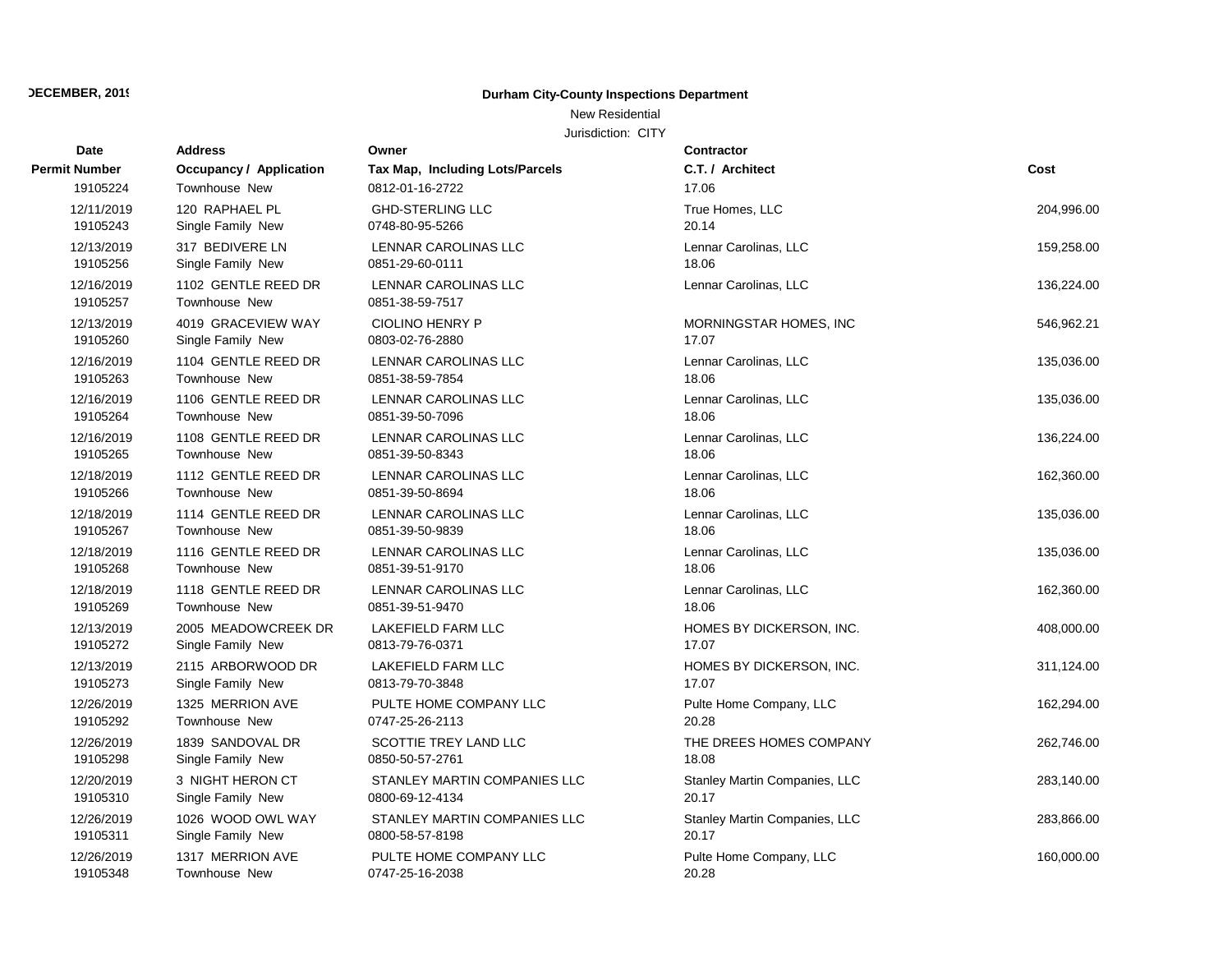DECEMBER, 2019

**Durham City-County Inspections Department**

New Residential

Jurisdiction: CITY

| Date / Permit Number | Address / Occupancy / Application | Owner / Tax Map, Including Lots/Parcels | Contractor / C.T. / Architect | Cost |
|---|---|---|---|---|
| 19105224 | Townhouse New | 0812-01-16-2722 | 17.06 | |
| 12/11/2019 | 120 RAPHAEL PL | GHD-STERLING LLC | True Homes, LLC | 204,996.00 |
| 19105243 | Single Family New | 0748-80-95-5266 | 20.14 | |
| 12/13/2019 | 317 BEDIVERE LN | LENNAR CAROLINAS LLC | Lennar Carolinas, LLC | 159,258.00 |
| 19105256 | Single Family New | 0851-29-60-0111 | 18.06 | |
| 12/16/2019 | 1102 GENTLE REED DR | LENNAR CAROLINAS LLC | Lennar Carolinas, LLC | 136,224.00 |
| 19105257 | Townhouse New | 0851-38-59-7517 | | |
| 12/13/2019 | 4019 GRACEVIEW WAY | CIOLINO HENRY P | MORNINGSTAR HOMES, INC | 546,962.21 |
| 19105260 | Single Family New | 0803-02-76-2880 | 17.07 | |
| 12/16/2019 | 1104 GENTLE REED DR | LENNAR CAROLINAS LLC | Lennar Carolinas, LLC | 135,036.00 |
| 19105263 | Townhouse New | 0851-38-59-7854 | 18.06 | |
| 12/16/2019 | 1106 GENTLE REED DR | LENNAR CAROLINAS LLC | Lennar Carolinas, LLC | 135,036.00 |
| 19105264 | Townhouse New | 0851-39-50-7096 | 18.06 | |
| 12/16/2019 | 1108 GENTLE REED DR | LENNAR CAROLINAS LLC | Lennar Carolinas, LLC | 136,224.00 |
| 19105265 | Townhouse New | 0851-39-50-8343 | 18.06 | |
| 12/18/2019 | 1112 GENTLE REED DR | LENNAR CAROLINAS LLC | Lennar Carolinas, LLC | 162,360.00 |
| 19105266 | Townhouse New | 0851-39-50-8694 | 18.06 | |
| 12/18/2019 | 1114 GENTLE REED DR | LENNAR CAROLINAS LLC | Lennar Carolinas, LLC | 135,036.00 |
| 19105267 | Townhouse New | 0851-39-50-9839 | 18.06 | |
| 12/18/2019 | 1116 GENTLE REED DR | LENNAR CAROLINAS LLC | Lennar Carolinas, LLC | 135,036.00 |
| 19105268 | Townhouse New | 0851-39-51-9170 | 18.06 | |
| 12/18/2019 | 1118 GENTLE REED DR | LENNAR CAROLINAS LLC | Lennar Carolinas, LLC | 162,360.00 |
| 19105269 | Townhouse New | 0851-39-51-9470 | 18.06 | |
| 12/13/2019 | 2005 MEADOWCREEK DR | LAKEFIELD FARM LLC | HOMES BY DICKERSON, INC. | 408,000.00 |
| 19105272 | Single Family New | 0813-79-76-0371 | 17.07 | |
| 12/13/2019 | 2115 ARBORWOOD DR | LAKEFIELD FARM LLC | HOMES BY DICKERSON, INC. | 311,124.00 |
| 19105273 | Single Family New | 0813-79-70-3848 | 17.07 | |
| 12/26/2019 | 1325 MERRION AVE | PULTE HOME COMPANY LLC | Pulte Home Company, LLC | 162,294.00 |
| 19105292 | Townhouse New | 0747-25-26-2113 | 20.28 | |
| 12/26/2019 | 1839 SANDOVAL DR | SCOTTIE TREY LAND LLC | THE DREES HOMES COMPANY | 262,746.00 |
| 19105298 | Single Family New | 0850-50-57-2761 | 18.08 | |
| 12/20/2019 | 3 NIGHT HERON CT | STANLEY MARTIN COMPANIES LLC | Stanley Martin Companies, LLC | 283,140.00 |
| 19105310 | Single Family New | 0800-69-12-4134 | 20.17 | |
| 12/26/2019 | 1026 WOOD OWL WAY | STANLEY MARTIN COMPANIES LLC | Stanley Martin Companies, LLC | 283,866.00 |
| 19105311 | Single Family New | 0800-58-57-8198 | 20.17 | |
| 12/26/2019 | 1317 MERRION AVE | PULTE HOME COMPANY LLC | Pulte Home Company, LLC | 160,000.00 |
| 19105348 | Townhouse New | 0747-25-16-2038 | 20.28 | |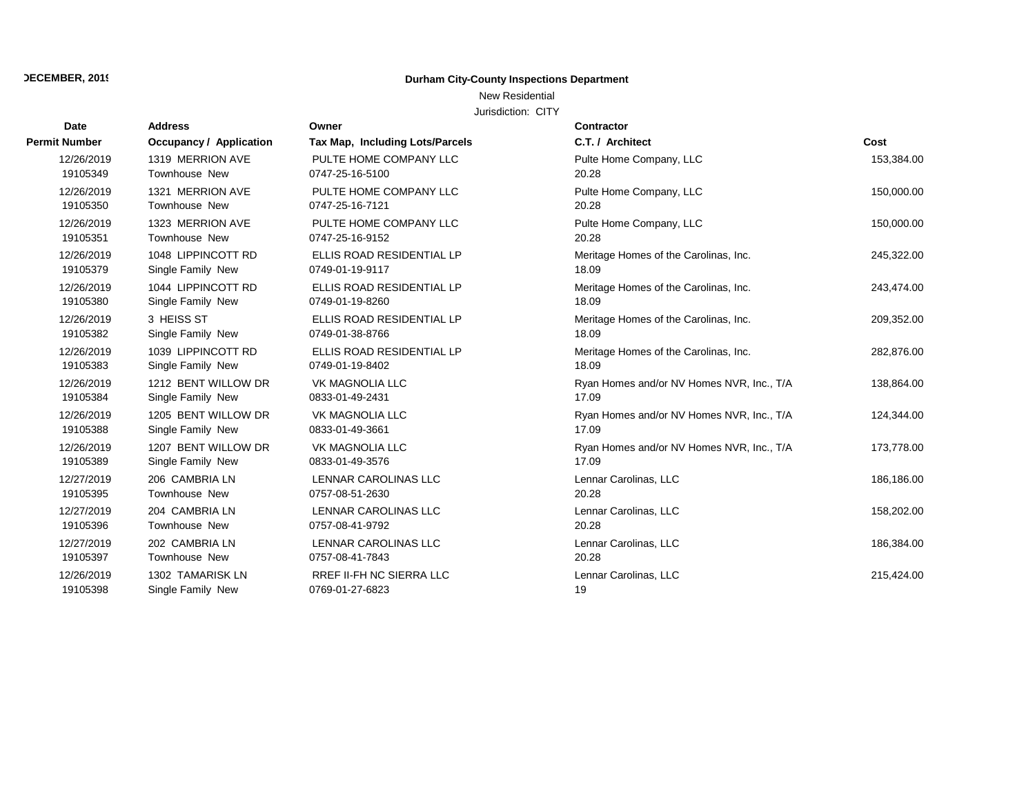DECEMBER, 2019

**Durham City-County Inspections Department**

New Residential

Jurisdiction: CITY

| Date / Permit Number | Address / Occupancy / Application | Owner / Tax Map, Including Lots/Parcels | Contractor / C.T. / Architect | Cost |
|---|---|---|---|---|
| 12/26/2019 19105349 | 1319 MERRION AVE Townhouse New | PULTE HOME COMPANY LLC 0747-25-16-5100 | Pulte Home Company, LLC 20.28 | 153,384.00 |
| 12/26/2019 19105350 | 1321 MERRION AVE Townhouse New | PULTE HOME COMPANY LLC 0747-25-16-7121 | Pulte Home Company, LLC 20.28 | 150,000.00 |
| 12/26/2019 19105351 | 1323 MERRION AVE Townhouse New | PULTE HOME COMPANY LLC 0747-25-16-9152 | Pulte Home Company, LLC 20.28 | 150,000.00 |
| 12/26/2019 19105379 | 1048 LIPPINCOTT RD Single Family New | ELLIS ROAD RESIDENTIAL LP 0749-01-19-9117 | Meritage Homes of the Carolinas, Inc. 18.09 | 245,322.00 |
| 12/26/2019 19105380 | 1044 LIPPINCOTT RD Single Family New | ELLIS ROAD RESIDENTIAL LP 0749-01-19-8260 | Meritage Homes of the Carolinas, Inc. 18.09 | 243,474.00 |
| 12/26/2019 19105382 | 3 HEISS ST Single Family New | ELLIS ROAD RESIDENTIAL LP 0749-01-38-8766 | Meritage Homes of the Carolinas, Inc. 18.09 | 209,352.00 |
| 12/26/2019 19105383 | 1039 LIPPINCOTT RD Single Family New | ELLIS ROAD RESIDENTIAL LP 0749-01-19-8402 | Meritage Homes of the Carolinas, Inc. 18.09 | 282,876.00 |
| 12/26/2019 19105384 | 1212 BENT WILLOW DR Single Family New | VK MAGNOLIA LLC 0833-01-49-2431 | Ryan Homes and/or NV Homes NVR, Inc., T/A 17.09 | 138,864.00 |
| 12/26/2019 19105388 | 1205 BENT WILLOW DR Single Family New | VK MAGNOLIA LLC 0833-01-49-3661 | Ryan Homes and/or NV Homes NVR, Inc., T/A 17.09 | 124,344.00 |
| 12/26/2019 19105389 | 1207 BENT WILLOW DR Single Family New | VK MAGNOLIA LLC 0833-01-49-3576 | Ryan Homes and/or NV Homes NVR, Inc., T/A 17.09 | 173,778.00 |
| 12/27/2019 19105395 | 206 CAMBRIA LN Townhouse New | LENNAR CAROLINAS LLC 0757-08-51-2630 | Lennar Carolinas, LLC 20.28 | 186,186.00 |
| 12/27/2019 19105396 | 204 CAMBRIA LN Townhouse New | LENNAR CAROLINAS LLC 0757-08-41-9792 | Lennar Carolinas, LLC 20.28 | 158,202.00 |
| 12/27/2019 19105397 | 202 CAMBRIA LN Townhouse New | LENNAR CAROLINAS LLC 0757-08-41-7843 | Lennar Carolinas, LLC 20.28 | 186,384.00 |
| 12/26/2019 19105398 | 1302 TAMARISK LN Single Family New | RREF II-FH NC SIERRA LLC 0769-01-27-6823 | Lennar Carolinas, LLC 19 | 215,424.00 |